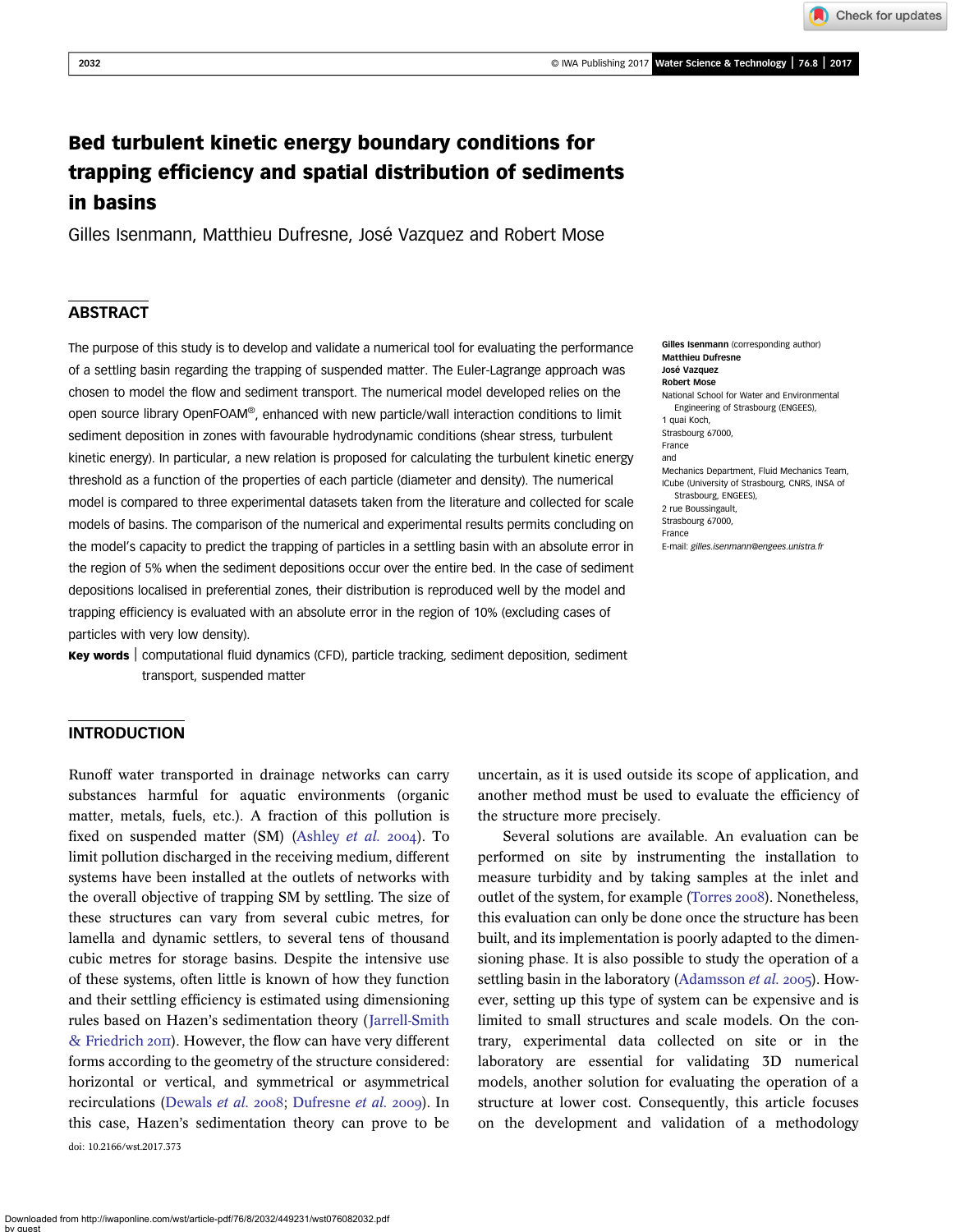# Bed turbulent kinetic energy boundary conditions for trapping efficiency and spatial distribution of sediments in basins

Gilles Isenmann, Matthieu Dufresne, José Vazquez and Robert Mose

## ABSTRACT

The purpose of this study is to develop and validate a numerical tool for evaluating the performance of a settling basin regarding the trapping of suspended matter. The Euler-Lagrange approach was chosen to model the flow and sediment transport. The numerical model developed relies on the open source library OpenFOAM®, enhanced with new particle/wall interaction conditions to limit sediment deposition in zones with favourable hydrodynamic conditions (shear stress, turbulent kinetic energy). In particular, a new relation is proposed for calculating the turbulent kinetic energy threshold as a function of the properties of each particle (diameter and density). The numerical model is compared to three experimental datasets taken from the literature and collected for scale models of basins. The comparison of the numerical and experimental results permits concluding on the model's capacity to predict the trapping of particles in a settling basin with an absolute error in the region of 5% when the sediment depositions occur over the entire bed. In the case of sediment depositions localised in preferential zones, their distribution is reproduced well by the model and trapping efficiency is evaluated with an absolute error in the region of 10% (excluding cases of particles with very low density).

**Key words** | computational fluid dynamics (CFD), particle tracking, sediment deposition, sediment transport, suspended matter

**Gilles Isenmann** (corresponding author)
**Matthieu Dufresne**
**José Vazquez**
**Robert Mose**
National School for Water and Environmental Engineering of Strasbourg (ENGEES),
1 quai Koch,
Strasbourg 67000,
France
and
Mechanics Department, Fluid Mechanics Team,
ICube (University of Strasbourg, CNRS, INSA of Strasbourg, ENGEES),
2 rue Boussingault,
Strasbourg 67000,
France
E-mail: *gilles.isenmann@engees.unistra.fr*

## INTRODUCTION

Runoff water transported in drainage networks can carry substances harmful for aquatic environments (organic matter, metals, fuels, etc.). A fraction of this pollution is fixed on suspended matter (SM) (Ashley *et al.* 2004). To limit pollution discharged in the receiving medium, different systems have been installed at the outlets of networks with the overall objective of trapping SM by settling. The size of these structures can vary from several cubic metres, for lamella and dynamic settlers, to several tens of thousand cubic metres for storage basins. Despite the intensive use of these systems, often little is known of how they function and their settling efficiency is estimated using dimensioning rules based on Hazen's sedimentation theory (Jarrell-Smith & Friedrich 2011). However, the flow can have very different forms according to the geometry of the structure considered: horizontal or vertical, and symmetrical or asymmetrical recirculations (Dewals *et al.* 2008; Dufresne *et al.* 2009). In this case, Hazen's sedimentation theory can prove to be uncertain, as it is used outside its scope of application, and another method must be used to evaluate the efficiency of the structure more precisely.

Several solutions are available. An evaluation can be performed on site by instrumenting the installation to measure turbidity and by taking samples at the inlet and outlet of the system, for example (Torres 2008). Nonetheless, this evaluation can only be done once the structure has been built, and its implementation is poorly adapted to the dimensioning phase. It is also possible to study the operation of a settling basin in the laboratory (Adamsson *et al.* 2005). However, setting up this type of system can be expensive and is limited to small structures and scale models. On the contrary, experimental data collected on site or in the laboratory are essential for validating 3D numerical models, another solution for evaluating the operation of a structure at lower cost. Consequently, this article focuses on the development and validation of a methodology

doi: 10.2166/wst.2017.373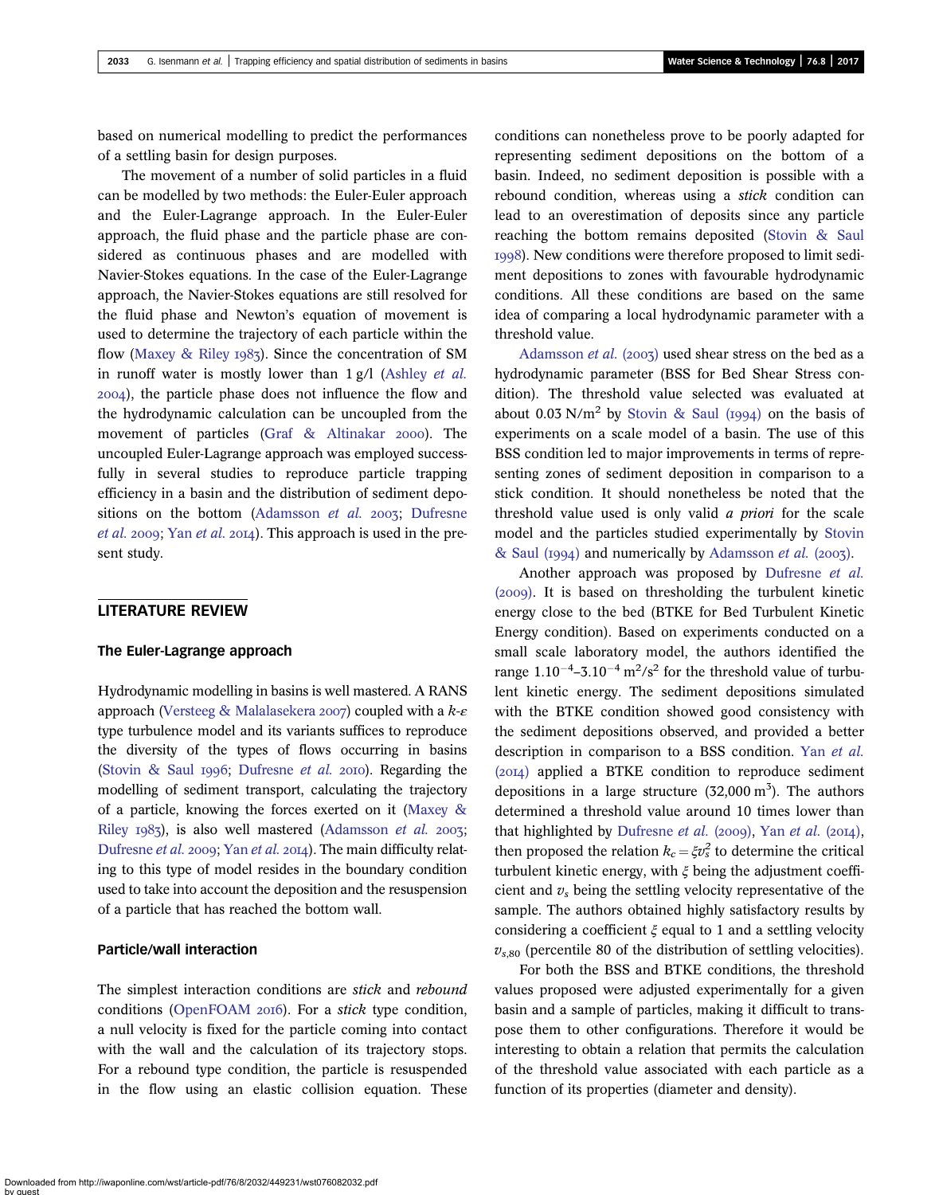based on numerical modelling to predict the performances of a settling basin for design purposes.

The movement of a number of solid particles in a fluid can be modelled by two methods: the Euler-Euler approach and the Euler-Lagrange approach. In the Euler-Euler approach, the fluid phase and the particle phase are considered as continuous phases and are modelled with Navier-Stokes equations. In the case of the Euler-Lagrange approach, the Navier-Stokes equations are still resolved for the fluid phase and Newton's equation of movement is used to determine the trajectory of each particle within the flow (Maxey & Riley 1983). Since the concentration of SM in runoff water is mostly lower than 1 g/l (Ashley *et al.* 2004), the particle phase does not influence the flow and the hydrodynamic calculation can be uncoupled from the movement of particles (Graf & Altinakar 2000). The uncoupled Euler-Lagrange approach was employed successfully in several studies to reproduce particle trapping efficiency in a basin and the distribution of sediment depositions on the bottom (Adamsson *et al.* 2003; Dufresne *et al.* 2009; Yan *et al.* 2014). This approach is used in the present study.

## LITERATURE REVIEW

### The Euler-Lagrange approach

Hydrodynamic modelling in basins is well mastered. A RANS approach (Versteeg & Malalasekera 2007) coupled with a $k$-$\varepsilon$ type turbulence model and its variants suffices to reproduce the diversity of the types of flows occurring in basins (Stovin & Saul 1996; Dufresne *et al.* 2010). Regarding the modelling of sediment transport, calculating the trajectory of a particle, knowing the forces exerted on it (Maxey & Riley 1983), is also well mastered (Adamsson *et al.* 2003; Dufresne *et al.* 2009; Yan *et al.* 2014). The main difficulty relating to this type of model resides in the boundary condition used to take into account the deposition and the resuspension of a particle that has reached the bottom wall.

### Particle/wall interaction

The simplest interaction conditions are *stick* and *rebound* conditions (OpenFOAM 2016). For a *stick* type condition, a null velocity is fixed for the particle coming into contact with the wall and the calculation of its trajectory stops. For a rebound type condition, the particle is resuspended in the flow using an elastic collision equation. These conditions can nonetheless prove to be poorly adapted for representing sediment depositions on the bottom of a basin. Indeed, no sediment deposition is possible with a rebound condition, whereas using a *stick* condition can lead to an overestimation of deposits since any particle reaching the bottom remains deposited (Stovin & Saul 1998). New conditions were therefore proposed to limit sediment depositions to zones with favourable hydrodynamic conditions. All these conditions are based on the same idea of comparing a local hydrodynamic parameter with a threshold value.

Adamsson *et al.* (2003) used shear stress on the bed as a hydrodynamic parameter (BSS for Bed Shear Stress condition). The threshold value selected was evaluated at about 0.03 N/m$^2$ by Stovin & Saul (1994) on the basis of experiments on a scale model of a basin. The use of this BSS condition led to major improvements in terms of representing zones of sediment deposition in comparison to a stick condition. It should nonetheless be noted that the threshold value used is only valid *a priori* for the scale model and the particles studied experimentally by Stovin & Saul (1994) and numerically by Adamsson *et al.* (2003).

Another approach was proposed by Dufresne *et al.* (2009). It is based on thresholding the turbulent kinetic energy close to the bed (BTKE for Bed Turbulent Kinetic Energy condition). Based on experiments conducted on a small scale laboratory model, the authors identified the range $1.10^{-4}$–$3.10^{-4}$ m$^2$/s$^2$ for the threshold value of turbulent kinetic energy. The sediment depositions simulated with the BTKE condition showed good consistency with the sediment depositions observed, and provided a better description in comparison to a BSS condition. Yan *et al.* (2014) applied a BTKE condition to reproduce sediment depositions in a large structure (32,000 m$^3$). The authors determined a threshold value around 10 times lower than that highlighted by Dufresne *et al.* (2009). Yan *et al.* (2014), then proposed the relation $k_c = \xi v_s^2$ to determine the critical turbulent kinetic energy, with $\xi$ being the adjustment coefficient and $v_s$ being the settling velocity representative of the sample. The authors obtained highly satisfactory results by considering a coefficient $\xi$ equal to 1 and a settling velocity $v_{s,80}$ (percentile 80 of the distribution of settling velocities).

For both the BSS and BTKE conditions, the threshold values proposed were adjusted experimentally for a given basin and a sample of particles, making it difficult to transpose them to other configurations. Therefore it would be interesting to obtain a relation that permits the calculation of the threshold value associated with each particle as a function of its properties (diameter and density).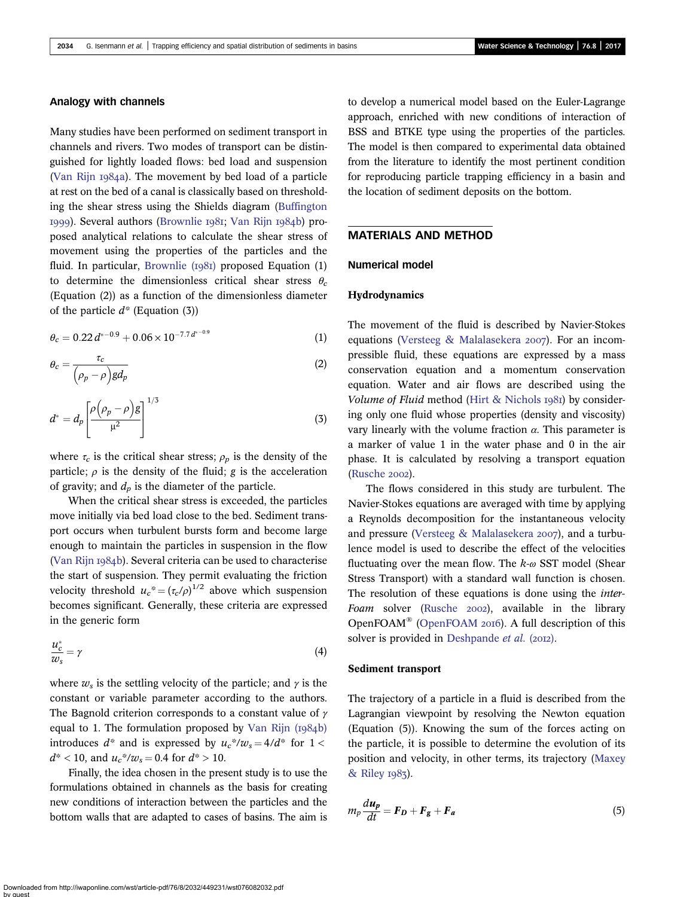### Analogy with channels

Many studies have been performed on sediment transport in channels and rivers. Two modes of transport can be distinguished for lightly loaded flows: bed load and suspension (Van Rijn 1984a). The movement by bed load of a particle at rest on the bed of a canal is classically based on thresholding the shear stress using the Shields diagram (Buffington 1999). Several authors (Brownlie 1981; Van Rijn 1984b) proposed analytical relations to calculate the shear stress of movement using the properties of the particles and the fluid. In particular, Brownlie (1981) proposed Equation (1) to determine the dimensionless critical shear stress $\theta_c$ (Equation (2)) as a function of the dimensionless diameter of the particle $d^*$ (Equation (3))

$$\theta_c = 0.22\, d^{*-0.9} + 0.06 \times 10^{-7.7\, d^{*-0.9}} \tag{1}$$

$$\theta_c = \frac{\tau_c}{\left(\rho_p - \rho\right) g d_p} \tag{2}$$

$$d^* = d_p \left[\frac{\rho\left(\rho_p - \rho\right) g}{\mu^2}\right]^{1/3} \tag{3}$$

where $\tau_c$ is the critical shear stress; $\rho_p$ is the density of the particle; $\rho$ is the density of the fluid; $g$ is the acceleration of gravity; and $d_p$ is the diameter of the particle.

When the critical shear stress is exceeded, the particles move initially via bed load close to the bed. Sediment transport occurs when turbulent bursts form and become large enough to maintain the particles in suspension in the flow (Van Rijn 1984b). Several criteria can be used to characterise the start of suspension. They permit evaluating the friction velocity threshold $u_c^* = (\tau_c/\rho)^{1/2}$ above which suspension becomes significant. Generally, these criteria are expressed in the generic form

$$\frac{u_c^*}{w_s} = \gamma \tag{4}$$

where $w_s$ is the settling velocity of the particle; and $\gamma$ is the constant or variable parameter according to the authors. The Bagnold criterion corresponds to a constant value of $\gamma$ equal to 1. The formulation proposed by Van Rijn (1984b) introduces $d^*$ and is expressed by $u_c^*/w_s = 4/d^*$ for $1 < d^* < 10$, and $u_c^*/w_s = 0.4$ for $d^* > 10$.

Finally, the idea chosen in the present study is to use the formulations obtained in channels as the basis for creating new conditions of interaction between the particles and the bottom walls that are adapted to cases of basins. The aim is to develop a numerical model based on the Euler-Lagrange approach, enriched with new conditions of interaction of BSS and BTKE type using the properties of the particles. The model is then compared to experimental data obtained from the literature to identify the most pertinent condition for reproducing particle trapping efficiency in a basin and the location of sediment deposits on the bottom.

## MATERIALS AND METHOD

### Numerical model

#### Hydrodynamics

The movement of the fluid is described by Navier-Stokes equations (Versteeg & Malalasekera 2007). For an incompressible fluid, these equations are expressed by a mass conservation equation and a momentum conservation equation. Water and air flows are described using the *Volume of Fluid* method (Hirt & Nichols 1981) by considering only one fluid whose properties (density and viscosity) vary linearly with the volume fraction $\alpha$. This parameter is a marker of value 1 in the water phase and 0 in the air phase. It is calculated by resolving a transport equation (Rusche 2002).

The flows considered in this study are turbulent. The Navier-Stokes equations are averaged with time by applying a Reynolds decomposition for the instantaneous velocity and pressure (Versteeg & Malalasekera 2007), and a turbulence model is used to describe the effect of the velocities fluctuating over the mean flow. The $k$-$\omega$ SST model (Shear Stress Transport) with a standard wall function is chosen. The resolution of these equations is done using the *interFoam* solver (Rusche 2002), available in the library OpenFOAM® (OpenFOAM 2016). A full description of this solver is provided in Deshpande *et al.* (2012).

#### Sediment transport

The trajectory of a particle in a fluid is described from the Lagrangian viewpoint by resolving the Newton equation (Equation (5)). Knowing the sum of the forces acting on the particle, it is possible to determine the evolution of its position and velocity, in other terms, its trajectory (Maxey & Riley 1983).

$$m_p \frac{d\boldsymbol{u_p}}{dt} = \boldsymbol{F_D} + \boldsymbol{F_g} + \boldsymbol{F_a} \tag{5}$$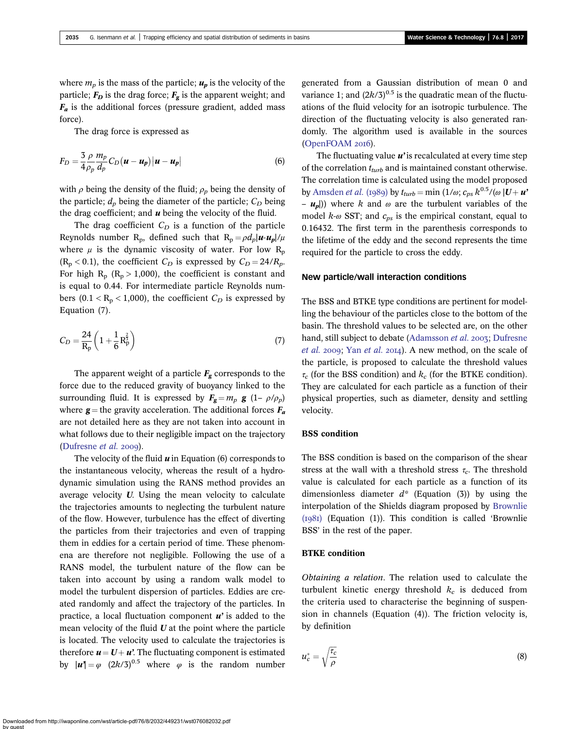where $m_p$ is the mass of the particle; $\boldsymbol{u_p}$ is the velocity of the particle; $\boldsymbol{F_D}$ is the drag force; $\boldsymbol{F_g}$ is the apparent weight; and $\boldsymbol{F_a}$ is the additional forces (pressure gradient, added mass force).

The drag force is expressed as

$$F_D = \frac{3}{4}\frac{\rho}{\rho_p}\frac{m_p}{d_p}C_D(\boldsymbol{u} - \boldsymbol{u_p})|\boldsymbol{u} - \boldsymbol{u_p}| \tag{6}$$

with $\rho$ being the density of the fluid; $\rho_p$ being the density of the particle; $d_p$ being the diameter of the particle; $C_D$ being the drag coefficient; and $\boldsymbol{u}$ being the velocity of the fluid.

The drag coefficient $C_D$ is a function of the particle Reynolds number $R_p$, defined such that $R_p = \rho d_p|\boldsymbol{u}\text{-}\boldsymbol{u_p}|/\mu$ where $\mu$ is the dynamic viscosity of water. For low $R_p$ ($R_p < 0.1$), the coefficient $C_D$ is expressed by $C_D = 24/R_p$. For high $R_p$ ($R_p > 1{,}000$), the coefficient is constant and is equal to 0.44. For intermediate particle Reynolds numbers ($0.1 < R_p < 1{,}000$), the coefficient $C_D$ is expressed by Equation (7).

$$C_D = \frac{24}{R_p}\left(1 + \frac{1}{6}R_p^{\frac{2}{3}}\right) \tag{7}$$

The apparent weight of a particle $\boldsymbol{F_g}$ corresponds to the force due to the reduced gravity of buoyancy linked to the surrounding fluid. It is expressed by $\boldsymbol{F_g} = m_p\ \boldsymbol{g}\ (1-\ \rho/\rho_p)$ where $\boldsymbol{g}$ = the gravity acceleration. The additional forces $\boldsymbol{F_a}$ are not detailed here as they are not taken into account in what follows due to their negligible impact on the trajectory (Dufresne *et al.* 2009).

The velocity of the fluid $\boldsymbol{u}$ in Equation (6) corresponds to the instantaneous velocity, whereas the result of a hydrodynamic simulation using the RANS method provides an average velocity $\boldsymbol{U}$. Using the mean velocity to calculate the trajectories amounts to neglecting the turbulent nature of the flow. However, turbulence has the effect of diverting the particles from their trajectories and even of trapping them in eddies for a certain period of time. These phenomena are therefore not negligible. Following the use of a RANS model, the turbulent nature of the flow can be taken into account by using a random walk model to model the turbulent dispersion of particles. Eddies are created randomly and affect the trajectory of the particles. In practice, a local fluctuation component $\boldsymbol{u'}$ is added to the mean velocity of the fluid $\boldsymbol{U}$ at the point where the particle is located. The velocity used to calculate the trajectories is therefore $\boldsymbol{u} = \boldsymbol{U} + \boldsymbol{u'}$. The fluctuating component is estimated by $|\boldsymbol{u'}| = \varphi\ \ (2k/3)^{0.5}$ where $\varphi$ is the random number generated from a Gaussian distribution of mean 0 and variance 1; and $(2k/3)^{0.5}$ is the quadratic mean of the fluctuations of the fluid velocity for an isotropic turbulence. The direction of the fluctuating velocity is also generated randomly. The algorithm used is available in the sources (OpenFOAM 2016).

The fluctuating value $\boldsymbol{u'}$ is recalculated at every time step of the correlation $t_{turb}$ and is maintained constant otherwise. The correlation time is calculated using the model proposed by Amsden *et al.* (1989) by $t_{turb} = \min\ (1/\omega;\ c_{ps}\ k^{0.5}/(\omega\ |\boldsymbol{U} + \boldsymbol{u'} - \boldsymbol{u_p}|))$ where $k$ and $\omega$ are the turbulent variables of the model $k$-$\omega$ SST; and $c_{ps}$ is the empirical constant, equal to 0.16432. The first term in the parenthesis corresponds to the lifetime of the eddy and the second represents the time required for the particle to cross the eddy.

## New particle/wall interaction conditions

The BSS and BTKE type conditions are pertinent for modelling the behaviour of the particles close to the bottom of the basin. The threshold values to be selected are, on the other hand, still subject to debate (Adamsson *et al.* 2003; Dufresne *et al.* 2009; Yan *et al.* 2014). A new method, on the scale of the particle, is proposed to calculate the threshold values $\tau_c$ (for the BSS condition) and $k_c$ (for the BTKE condition). They are calculated for each particle as a function of their physical properties, such as diameter, density and settling velocity.

### BSS condition

The BSS condition is based on the comparison of the shear stress at the wall with a threshold stress $\tau_c$. The threshold value is calculated for each particle as a function of its dimensionless diameter $d^*$ (Equation (3)) by using the interpolation of the Shields diagram proposed by Brownlie (1981) (Equation (1)). This condition is called 'Brownlie BSS' in the rest of the paper.

### BTKE condition

*Obtaining a relation*. The relation used to calculate the turbulent kinetic energy threshold $k_c$ is deduced from the criteria used to characterise the beginning of suspension in channels (Equation (4)). The friction velocity is, by definition

$$u_c^* = \sqrt{\frac{\tau_c}{\rho}} \tag{8}$$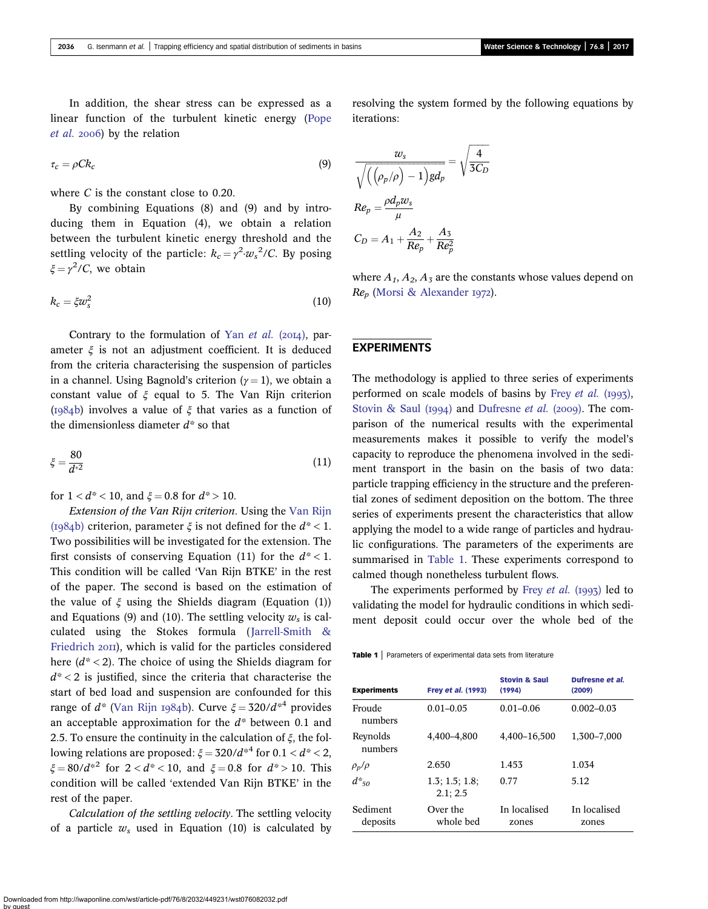In addition, the shear stress can be expressed as a linear function of the turbulent kinetic energy (Pope *et al.* 2006) by the relation

$$\tau_c = \rho C k_c \tag{9}$$

where $C$ is the constant close to 0.20.

By combining Equations (8) and (9) and by introducing them in Equation (4), we obtain a relation between the turbulent kinetic energy threshold and the settling velocity of the particle: $k_c = \gamma^2 \cdot {w_s}^2 / C$. By posing $\xi = \gamma^2 / C$, we obtain

$$k_c = \xi w_s^2 \tag{10}$$

Contrary to the formulation of Yan *et al.* (2014), parameter $\xi$ is not an adjustment coefficient. It is deduced from the criteria characterising the suspension of particles in a channel. Using Bagnold's criterion ($\gamma = 1$), we obtain a constant value of $\xi$ equal to 5. The Van Rijn criterion (1984b) involves a value of $\xi$ that varies as a function of the dimensionless diameter $d^*$ so that

$$\xi = \frac{80}{d^{*2}} \tag{11}$$

for $1 < d^* < 10$, and $\xi = 0.8$ for $d^* > 10$.

*Extension of the Van Rijn criterion*. Using the Van Rijn (1984b) criterion, parameter $\xi$ is not defined for the $d^* < 1$. Two possibilities will be investigated for the extension. The first consists of conserving Equation (11) for the $d^* < 1$. This condition will be called 'Van Rijn BTKE' in the rest of the paper. The second is based on the estimation of the value of $\xi$ using the Shields diagram (Equation (1)) and Equations (9) and (10). The settling velocity $w_s$ is calculated using the Stokes formula (Jarrell-Smith & Friedrich 2011), which is valid for the particles considered here ($d^* < 2$). The choice of using the Shields diagram for $d^* < 2$ is justified, since the criteria that characterise the start of bed load and suspension are confounded for this range of $d^*$ (Van Rijn 1984b). Curve $\xi = 320/d^{*4}$ provides an acceptable approximation for the $d^*$ between 0.1 and 2.5. To ensure the continuity in the calculation of $\xi$, the following relations are proposed: $\xi = 320/d^{*4}$ for $0.1 < d^* < 2$, $\xi = 80/d^{*2}$ for $2 < d^* < 10$, and $\xi = 0.8$ for $d^* > 10$. This condition will be called 'extended Van Rijn BTKE' in the rest of the paper.

*Calculation of the settling velocity*. The settling velocity of a particle $w_s$ used in Equation (10) is calculated by resolving the system formed by the following equations by iterations:

$$\frac{w_s}{\sqrt{\left(\left(\rho_p/\rho\right) - 1\right) g d_p}} = \sqrt{\frac{4}{3 C_D}}$$

$$Re_p = \frac{\rho d_p w_s}{\mu}$$

$$C_D = A_1 + \frac{A_2}{Re_p} + \frac{A_3}{Re_p^2}$$

where $A_1$, $A_2$, $A_3$ are the constants whose values depend on $Re_p$ (Morsi & Alexander 1972).

## EXPERIMENTS

The methodology is applied to three series of experiments performed on scale models of basins by Frey *et al.* (1993), Stovin & Saul (1994) and Dufresne *et al.* (2009). The comparison of the numerical results with the experimental measurements makes it possible to verify the model's capacity to reproduce the phenomena involved in the sediment transport in the basin on the basis of two data: particle trapping efficiency in the structure and the preferential zones of sediment deposition on the bottom. The three series of experiments present the characteristics that allow applying the model to a wide range of particles and hydraulic configurations. The parameters of the experiments are summarised in Table 1. These experiments correspond to calmed though nonetheless turbulent flows.

The experiments performed by Frey *et al.* (1993) led to validating the model for hydraulic conditions in which sediment deposit could occur over the whole bed of the

**Table 1** | Parameters of experimental data sets from literature

| Experiments | Frey *et al.* (1993) | Stovin & Saul (1994) | Dufresne *et al.* (2009) |
|---|---|---|---|
| Froude numbers | 0.01–0.05 | 0.01–0.06 | 0.002–0.03 |
| Reynolds numbers | 4,400–4,800 | 4,400–16,500 | 1,300–7,000 |
| $\rho_p/\rho$ | 2.650 | 1.453 | 1.034 |
| $d^*_{50}$ | 1.3; 1.5; 1.8; 2.1; 2.5 | 0.77 | 5.12 |
| Sediment deposits | Over the whole bed | In localised zones | In localised zones |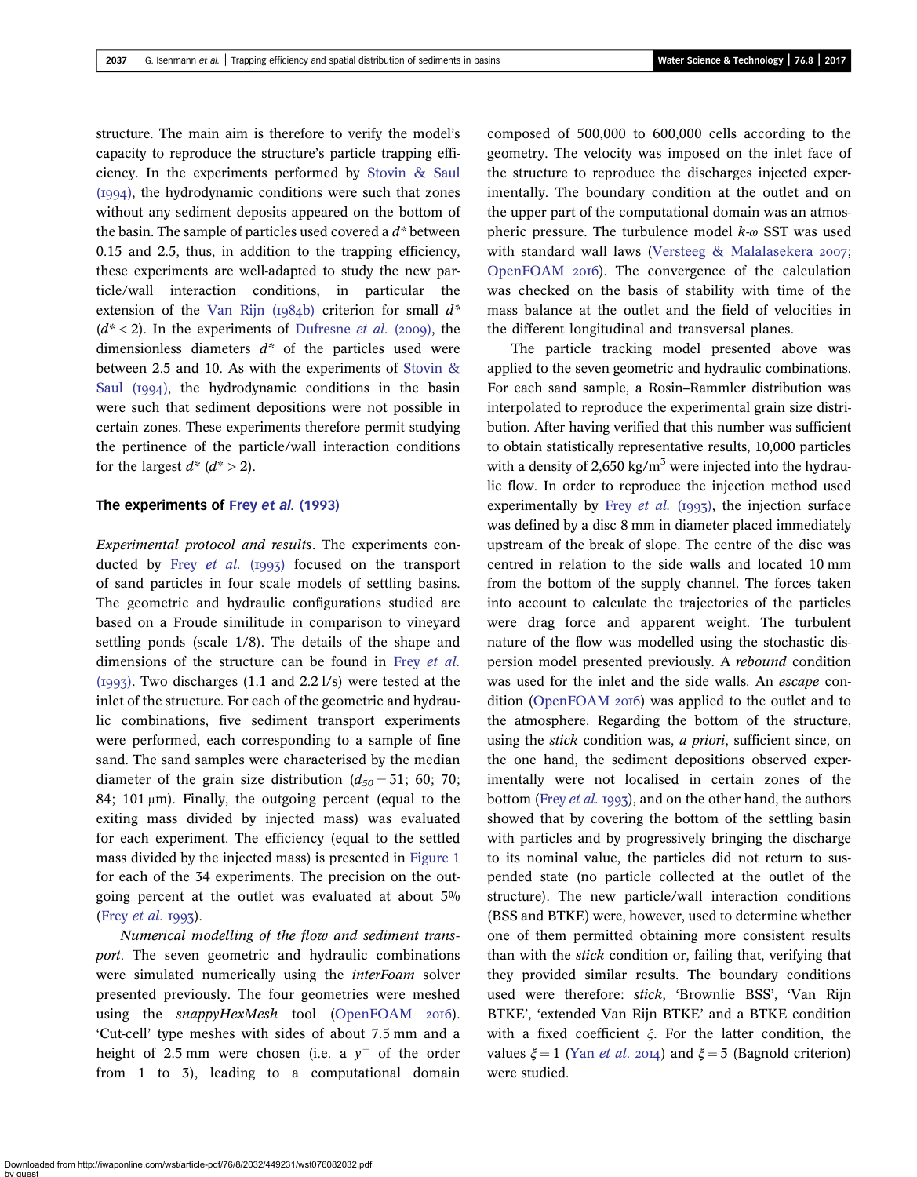structure. The main aim is therefore to verify the model's capacity to reproduce the structure's particle trapping efficiency. In the experiments performed by Stovin & Saul (1994), the hydrodynamic conditions were such that zones without any sediment deposits appeared on the bottom of the basin. The sample of particles used covered a $d^*$ between 0.15 and 2.5, thus, in addition to the trapping efficiency, these experiments are well-adapted to study the new particle/wall interaction conditions, in particular the extension of the Van Rijn (1984b) criterion for small $d^*$ ($d^* < 2$). In the experiments of Dufresne *et al.* (2009), the dimensionless diameters $d^*$ of the particles used were between 2.5 and 10. As with the experiments of Stovin & Saul (1994), the hydrodynamic conditions in the basin were such that sediment depositions were not possible in certain zones. These experiments therefore permit studying the pertinence of the particle/wall interaction conditions for the largest $d^*$ ($d^* > 2$).

### The experiments of Frey *et al.* (1993)

*Experimental protocol and results*. The experiments conducted by Frey *et al.* (1993) focused on the transport of sand particles in four scale models of settling basins. The geometric and hydraulic configurations studied are based on a Froude similitude in comparison to vineyard settling ponds (scale 1/8). The details of the shape and dimensions of the structure can be found in Frey *et al.* (1993). Two discharges (1.1 and 2.2 l/s) were tested at the inlet of the structure. For each of the geometric and hydraulic combinations, five sediment transport experiments were performed, each corresponding to a sample of fine sand. The sand samples were characterised by the median diameter of the grain size distribution ($d_{50}$ = 51; 60; 70; 84; 101 μm). Finally, the outgoing percent (equal to the exiting mass divided by injected mass) was evaluated for each experiment. The efficiency (equal to the settled mass divided by the injected mass) is presented in Figure 1 for each of the 34 experiments. The precision on the outgoing percent at the outlet was evaluated at about 5% (Frey *et al.* 1993).

*Numerical modelling of the flow and sediment transport*. The seven geometric and hydraulic combinations were simulated numerically using the *interFoam* solver presented previously. The four geometries were meshed using the *snappyHexMesh* tool (OpenFOAM 2016). 'Cut-cell' type meshes with sides of about 7.5 mm and a height of 2.5 mm were chosen (i.e. a $y^+$ of the order from 1 to 3), leading to a computational domain composed of 500,000 to 600,000 cells according to the geometry. The velocity was imposed on the inlet face of the structure to reproduce the discharges injected experimentally. The boundary condition at the outlet and on the upper part of the computational domain was an atmospheric pressure. The turbulence model $k$-$\omega$ SST was used with standard wall laws (Versteeg & Malalasekera 2007; OpenFOAM 2016). The convergence of the calculation was checked on the basis of stability with time of the mass balance at the outlet and the field of velocities in the different longitudinal and transversal planes.

The particle tracking model presented above was applied to the seven geometric and hydraulic combinations. For each sand sample, a Rosin–Rammler distribution was interpolated to reproduce the experimental grain size distribution. After having verified that this number was sufficient to obtain statistically representative results, 10,000 particles with a density of 2,650 kg/m$^3$ were injected into the hydraulic flow. In order to reproduce the injection method used experimentally by Frey *et al.* (1993), the injection surface was defined by a disc 8 mm in diameter placed immediately upstream of the break of slope. The centre of the disc was centred in relation to the side walls and located 10 mm from the bottom of the supply channel. The forces taken into account to calculate the trajectories of the particles were drag force and apparent weight. The turbulent nature of the flow was modelled using the stochastic dispersion model presented previously. A *rebound* condition was used for the inlet and the side walls. An *escape* condition (OpenFOAM 2016) was applied to the outlet and to the atmosphere. Regarding the bottom of the structure, using the *stick* condition was, *a priori*, sufficient since, on the one hand, the sediment depositions observed experimentally were not localised in certain zones of the bottom (Frey *et al.* 1993), and on the other hand, the authors showed that by covering the bottom of the settling basin with particles and by progressively bringing the discharge to its nominal value, the particles did not return to suspended state (no particle collected at the outlet of the structure). The new particle/wall interaction conditions (BSS and BTKE) were, however, used to determine whether one of them permitted obtaining more consistent results than with the *stick* condition or, failing that, verifying that they provided similar results. The boundary conditions used were therefore: *stick*, 'Brownlie BSS', 'Van Rijn BTKE', 'extended Van Rijn BTKE' and a BTKE condition with a fixed coefficient $\xi$. For the latter condition, the values $\xi = 1$ (Yan *et al.* 2014) and $\xi = 5$ (Bagnold criterion) were studied.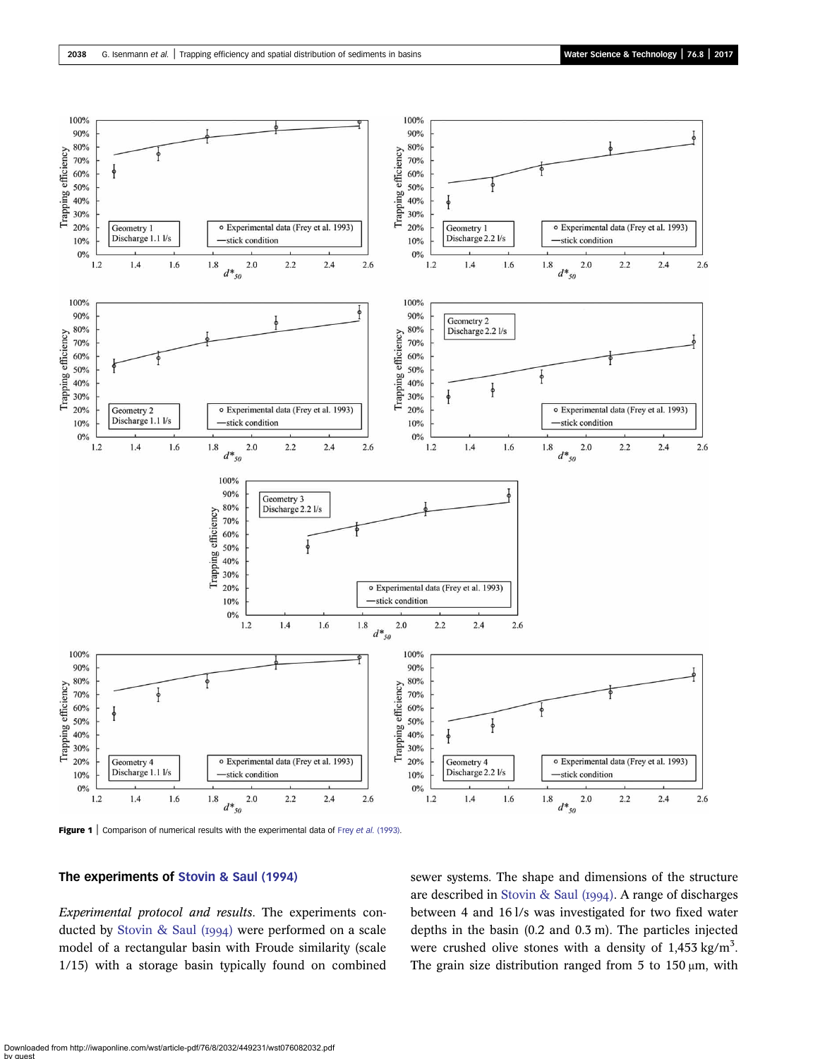Figure 1 | Comparison of numerical results with the experimental data of Frey et al. (1993).

## The experiments of Stovin & Saul (1994)

*Experimental protocol and results.* The experiments conducted by Stovin & Saul (1994) were performed on a scale model of a rectangular basin with Froude similarity (scale 1/15) with a storage basin typically found on combined sewer systems. The shape and dimensions of the structure are described in Stovin & Saul (1994). A range of discharges between 4 and 16 l/s was investigated for two fixed water depths in the basin (0.2 and 0.3 m). The particles injected were crushed olive stones with a density of 1,453 kg/m$^3$. The grain size distribution ranged from 5 to 150 μm, with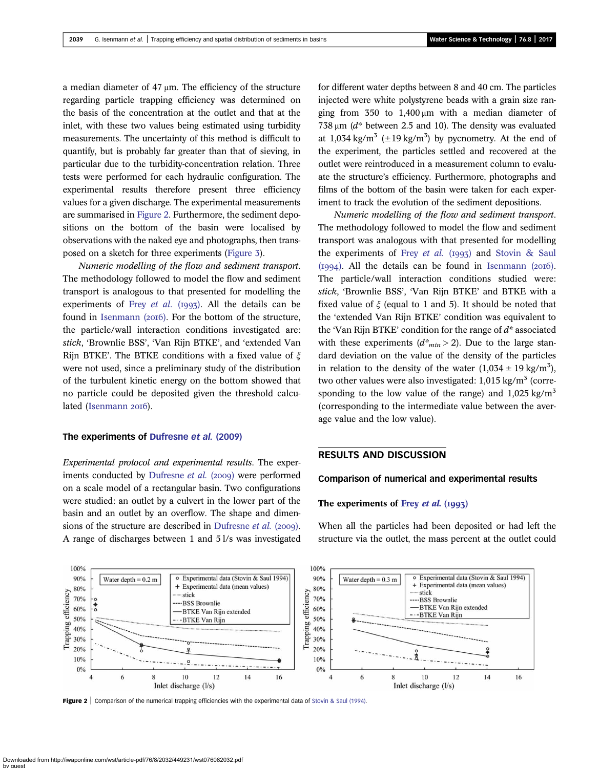a median diameter of 47 µm. The efficiency of the structure regarding particle trapping efficiency was determined on the basis of the concentration at the outlet and that at the inlet, with these two values being estimated using turbidity measurements. The uncertainty of this method is difficult to quantify, but is probably far greater than that of sieving, in particular due to the turbidity-concentration relation. Three tests were performed for each hydraulic configuration. The experimental results therefore present three efficiency values for a given discharge. The experimental measurements are summarised in Figure 2. Furthermore, the sediment depositions on the bottom of the basin were localised by observations with the naked eye and photographs, then transposed on a sketch for three experiments (Figure 3).

*Numeric modelling of the flow and sediment transport*. The methodology followed to model the flow and sediment transport is analogous to that presented for modelling the experiments of Frey *et al.* (1993). All the details can be found in Isenmann (2016). For the bottom of the structure, the particle/wall interaction conditions investigated are: *stick*, 'Brownlie BSS', 'Van Rijn BTKE', and 'extended Van Rijn BTKE'. The BTKE conditions with a fixed value of $\xi$ were not used, since a preliminary study of the distribution of the turbulent kinetic energy on the bottom showed that no particle could be deposited given the threshold calculated (Isenmann 2016).

### The experiments of Dufresne *et al.* (2009)

*Experimental protocol and experimental results*. The experiments conducted by Dufresne *et al.* (2009) were performed on a scale model of a rectangular basin. Two configurations were studied: an outlet by a culvert in the lower part of the basin and an outlet by an overflow. The shape and dimensions of the structure are described in Dufresne *et al.* (2009). A range of discharges between 1 and 5 l/s was investigated for different water depths between 8 and 40 cm. The particles injected were white polystyrene beads with a grain size ranging from 350 to 1,400 µm with a median diameter of 738 µm ($d^*$ between 2.5 and 10). The density was evaluated at 1,034 kg/m$^3$ ($\pm$19 kg/m$^3$) by pycnometry. At the end of the experiment, the particles settled and recovered at the outlet were reintroduced in a measurement column to evaluate the structure's efficiency. Furthermore, photographs and films of the bottom of the basin were taken for each experiment to track the evolution of the sediment depositions.

*Numeric modelling of the flow and sediment transport*. The methodology followed to model the flow and sediment transport was analogous with that presented for modelling the experiments of Frey *et al.* (1993) and Stovin & Saul (1994). All the details can be found in Isenmann (2016). The particle/wall interaction conditions studied were: *stick*, 'Brownlie BSS', 'Van Rijn BTKE' and BTKE with a fixed value of $\xi$ (equal to 1 and 5). It should be noted that the 'extended Van Rijn BTKE' condition was equivalent to the 'Van Rijn BTKE' condition for the range of $d^*$ associated with these experiments ($d^*_{min} > 2$). Due to the large standard deviation on the value of the density of the particles in relation to the density of the water (1,034 $\pm$ 19 kg/m$^3$), two other values were also investigated: 1,015 kg/m$^3$ (corresponding to the low value of the range) and 1,025 kg/m$^3$ (corresponding to the intermediate value between the average value and the low value).

## RESULTS AND DISCUSSION

### Comparison of numerical and experimental results

#### The experiments of Frey *et al.* (1993)

When all the particles had been deposited or had left the structure via the outlet, the mass percent at the outlet could

**Figure 2** | Comparison of the numerical trapping efficiencies with the experimental data of Stovin & Saul (1994).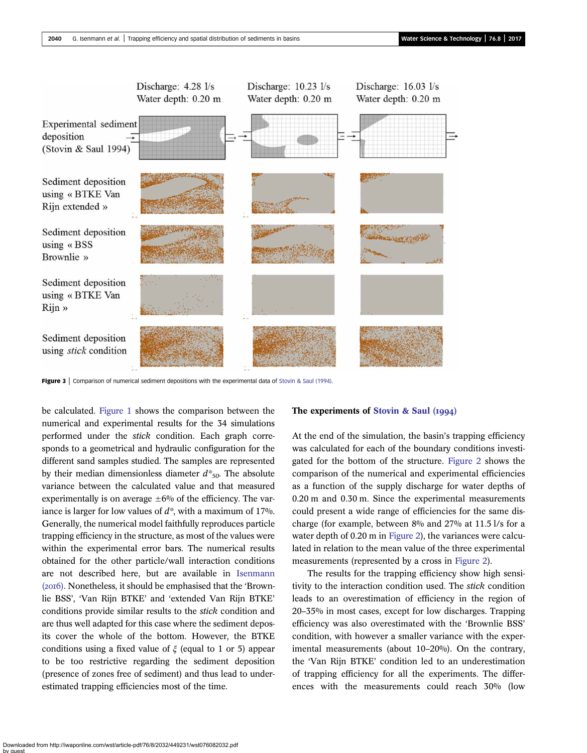Figure 3 | Comparison of numerical sediment depositions with the experimental data of Stovin & Saul (1994).

be calculated. Figure 1 shows the comparison between the numerical and experimental results for the 34 simulations performed under the *stick* condition. Each graph corresponds to a geometrical and hydraulic configuration for the different sand samples studied. The samples are represented by their median dimensionless diameter $d^*_{50}$. The absolute variance between the calculated value and that measured experimentally is on average ±6% of the efficiency. The variance is larger for low values of $d^*$, with a maximum of 17%. Generally, the numerical model faithfully reproduces particle trapping efficiency in the structure, as most of the values were within the experimental error bars. The numerical results obtained for the other particle/wall interaction conditions are not described here, but are available in Isenmann (2016). Nonetheless, it should be emphasised that the 'Brownlie BSS', 'Van Rijn BTKE' and 'extended Van Rijn BTKE' conditions provide similar results to the *stick* condition and are thus well adapted for this case where the sediment deposits cover the whole of the bottom. However, the BTKE conditions using a fixed value of $\xi$ (equal to 1 or 5) appear to be too restrictive regarding the sediment deposition (presence of zones free of sediment) and thus lead to underestimated trapping efficiencies most of the time.

## The experiments of Stovin & Saul (1994)

At the end of the simulation, the basin's trapping efficiency was calculated for each of the boundary conditions investigated for the bottom of the structure. Figure 2 shows the comparison of the numerical and experimental efficiencies as a function of the supply discharge for water depths of 0.20 m and 0.30 m. Since the experimental measurements could present a wide range of efficiencies for the same discharge (for example, between 8% and 27% at 11.5 l/s for a water depth of 0.20 m in Figure 2), the variances were calculated in relation to the mean value of the three experimental measurements (represented by a cross in Figure 2).

The results for the trapping efficiency show high sensitivity to the interaction condition used. The *stick* condition leads to an overestimation of efficiency in the region of 20–35% in most cases, except for low discharges. Trapping efficiency was also overestimated with the 'Brownlie BSS' condition, with however a smaller variance with the experimental measurements (about 10–20%). On the contrary, the 'Van Rijn BTKE' condition led to an underestimation of trapping efficiency for all the experiments. The differences with the measurements could reach 30% (low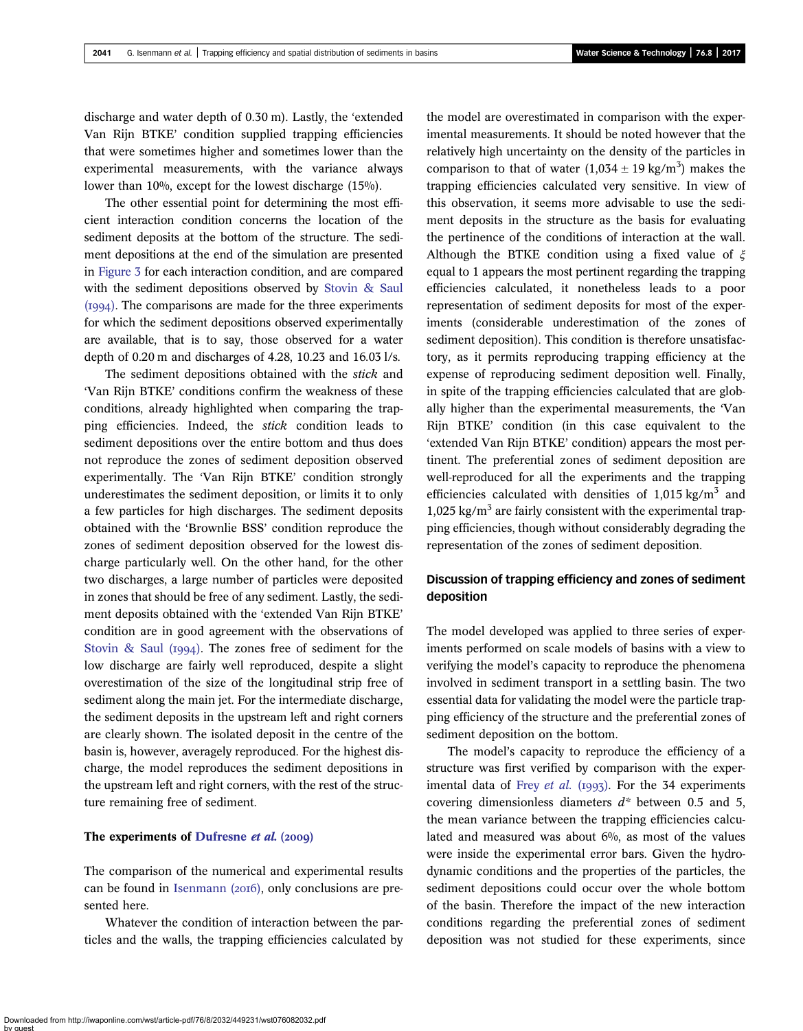discharge and water depth of 0.30 m). Lastly, the 'extended Van Rijn BTKE' condition supplied trapping efficiencies that were sometimes higher and sometimes lower than the experimental measurements, with the variance always lower than 10%, except for the lowest discharge (15%).

The other essential point for determining the most efficient interaction condition concerns the location of the sediment deposits at the bottom of the structure. The sediment depositions at the end of the simulation are presented in Figure 3 for each interaction condition, and are compared with the sediment depositions observed by Stovin & Saul (1994). The comparisons are made for the three experiments for which the sediment depositions observed experimentally are available, that is to say, those observed for a water depth of 0.20 m and discharges of 4.28, 10.23 and 16.03 l/s.

The sediment depositions obtained with the *stick* and 'Van Rijn BTKE' conditions confirm the weakness of these conditions, already highlighted when comparing the trapping efficiencies. Indeed, the *stick* condition leads to sediment depositions over the entire bottom and thus does not reproduce the zones of sediment deposition observed experimentally. The 'Van Rijn BTKE' condition strongly underestimates the sediment deposition, or limits it to only a few particles for high discharges. The sediment deposits obtained with the 'Brownlie BSS' condition reproduce the zones of sediment deposition observed for the lowest discharge particularly well. On the other hand, for the other two discharges, a large number of particles were deposited in zones that should be free of any sediment. Lastly, the sediment deposits obtained with the 'extended Van Rijn BTKE' condition are in good agreement with the observations of Stovin & Saul (1994). The zones free of sediment for the low discharge are fairly well reproduced, despite a slight overestimation of the size of the longitudinal strip free of sediment along the main jet. For the intermediate discharge, the sediment deposits in the upstream left and right corners are clearly shown. The isolated deposit in the centre of the basin is, however, averagely reproduced. For the highest discharge, the model reproduces the sediment depositions in the upstream left and right corners, with the rest of the structure remaining free of sediment.

**The experiments of Dufresne *et al.* (2009)**

The comparison of the numerical and experimental results can be found in Isenmann (2016), only conclusions are presented here.

Whatever the condition of interaction between the particles and the walls, the trapping efficiencies calculated by the model are overestimated in comparison with the experimental measurements. It should be noted however that the relatively high uncertainty on the density of the particles in comparison to that of water ($1{,}034 \pm 19$ kg/m$^3$) makes the trapping efficiencies calculated very sensitive. In view of this observation, it seems more advisable to use the sediment deposits in the structure as the basis for evaluating the pertinence of the conditions of interaction at the wall. Although the BTKE condition using a fixed value of $\xi$ equal to 1 appears the most pertinent regarding the trapping efficiencies calculated, it nonetheless leads to a poor representation of sediment deposits for most of the experiments (considerable underestimation of the zones of sediment deposition). This condition is therefore unsatisfactory, as it permits reproducing trapping efficiency at the expense of reproducing sediment deposition well. Finally, in spite of the trapping efficiencies calculated that are globally higher than the experimental measurements, the 'Van Rijn BTKE' condition (in this case equivalent to the 'extended Van Rijn BTKE' condition) appears the most pertinent. The preferential zones of sediment deposition are well-reproduced for all the experiments and the trapping efficiencies calculated with densities of 1,015 kg/m$^3$ and 1,025 kg/m$^3$ are fairly consistent with the experimental trapping efficiencies, though without considerably degrading the representation of the zones of sediment deposition.

## Discussion of trapping efficiency and zones of sediment deposition

The model developed was applied to three series of experiments performed on scale models of basins with a view to verifying the model's capacity to reproduce the phenomena involved in sediment transport in a settling basin. The two essential data for validating the model were the particle trapping efficiency of the structure and the preferential zones of sediment deposition on the bottom.

The model's capacity to reproduce the efficiency of a structure was first verified by comparison with the experimental data of Frey *et al.* (1993). For the 34 experiments covering dimensionless diameters $d^*$ between 0.5 and 5, the mean variance between the trapping efficiencies calculated and measured was about 6%, as most of the values were inside the experimental error bars. Given the hydrodynamic conditions and the properties of the particles, the sediment depositions could occur over the whole bottom of the basin. Therefore the impact of the new interaction conditions regarding the preferential zones of sediment deposition was not studied for these experiments, since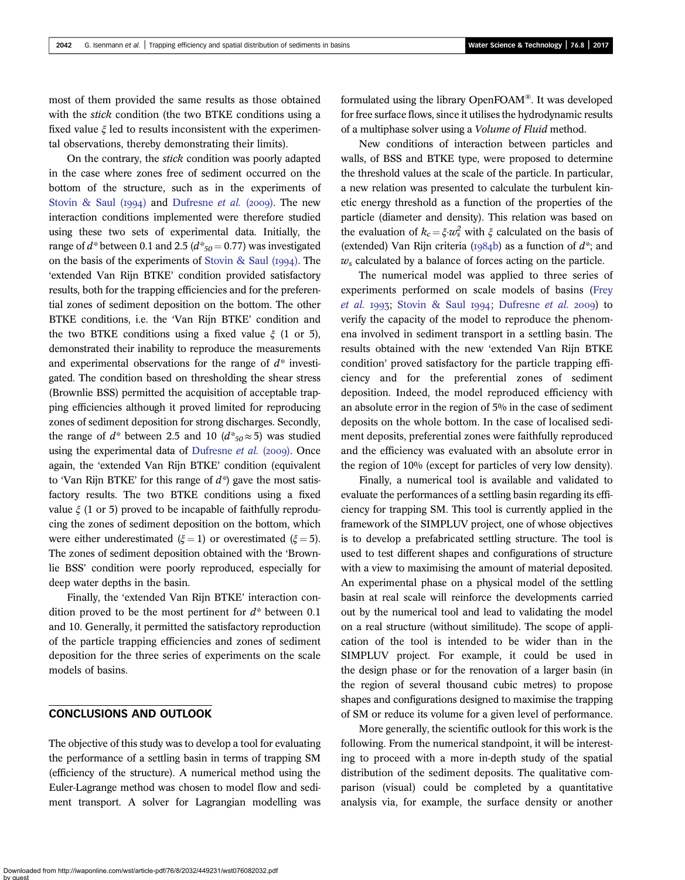most of them provided the same results as those obtained with the *stick* condition (the two BTKE conditions using a fixed value $\xi$ led to results inconsistent with the experimental observations, thereby demonstrating their limits).

On the contrary, the *stick* condition was poorly adapted in the case where zones free of sediment occurred on the bottom of the structure, such as in the experiments of Stovin & Saul (1994) and Dufresne *et al.* (2009). The new interaction conditions implemented were therefore studied using these two sets of experimental data. Initially, the range of $d^*$ between 0.1 and 2.5 ($d^*_{50} = 0.77$) was investigated on the basis of the experiments of Stovin & Saul (1994). The 'extended Van Rijn BTKE' condition provided satisfactory results, both for the trapping efficiencies and for the preferential zones of sediment deposition on the bottom. The other BTKE conditions, i.e. the 'Van Rijn BTKE' condition and the two BTKE conditions using a fixed value $\xi$ (1 or 5), demonstrated their inability to reproduce the measurements and experimental observations for the range of $d^*$ investigated. The condition based on thresholding the shear stress (Brownlie BSS) permitted the acquisition of acceptable trapping efficiencies although it proved limited for reproducing zones of sediment deposition for strong discharges. Secondly, the range of $d^*$ between 2.5 and 10 ($d^*_{50} \approx 5$) was studied using the experimental data of Dufresne *et al.* (2009). Once again, the 'extended Van Rijn BTKE' condition (equivalent to 'Van Rijn BTKE' for this range of $d^*$) gave the most satisfactory results. The two BTKE conditions using a fixed value $\xi$ (1 or 5) proved to be incapable of faithfully reproducing the zones of sediment deposition on the bottom, which were either underestimated ($\xi = 1$) or overestimated ($\xi = 5$). The zones of sediment deposition obtained with the 'Brownlie BSS' condition were poorly reproduced, especially for deep water depths in the basin.

Finally, the 'extended Van Rijn BTKE' interaction condition proved to be the most pertinent for $d^*$ between 0.1 and 10. Generally, it permitted the satisfactory reproduction of the particle trapping efficiencies and zones of sediment deposition for the three series of experiments on the scale models of basins.

## CONCLUSIONS AND OUTLOOK

The objective of this study was to develop a tool for evaluating the performance of a settling basin in terms of trapping SM (efficiency of the structure). A numerical method using the Euler-Lagrange method was chosen to model flow and sediment transport. A solver for Lagrangian modelling was formulated using the library OpenFOAM®. It was developed for free surface flows, since it utilises the hydrodynamic results of a multiphase solver using a *Volume of Fluid* method.

New conditions of interaction between particles and walls, of BSS and BTKE type, were proposed to determine the threshold values at the scale of the particle. In particular, a new relation was presented to calculate the turbulent kinetic energy threshold as a function of the properties of the particle (diameter and density). This relation was based on the evaluation of $k_c = \xi \cdot w_s^2$ with $\xi$ calculated on the basis of (extended) Van Rijn criteria (1984b) as a function of $d^*$; and $w_s$ calculated by a balance of forces acting on the particle.

The numerical model was applied to three series of experiments performed on scale models of basins (Frey *et al.* 1993; Stovin & Saul 1994; Dufresne *et al.* 2009) to verify the capacity of the model to reproduce the phenomena involved in sediment transport in a settling basin. The results obtained with the new 'extended Van Rijn BTKE condition' proved satisfactory for the particle trapping efficiency and for the preferential zones of sediment deposition. Indeed, the model reproduced efficiency with an absolute error in the region of 5% in the case of sediment deposits on the whole bottom. In the case of localised sediment deposits, preferential zones were faithfully reproduced and the efficiency was evaluated with an absolute error in the region of 10% (except for particles of very low density).

Finally, a numerical tool is available and validated to evaluate the performances of a settling basin regarding its efficiency for trapping SM. This tool is currently applied in the framework of the SIMPLUV project, one of whose objectives is to develop a prefabricated settling structure. The tool is used to test different shapes and configurations of structure with a view to maximising the amount of material deposited. An experimental phase on a physical model of the settling basin at real scale will reinforce the developments carried out by the numerical tool and lead to validating the model on a real structure (without similitude). The scope of application of the tool is intended to be wider than in the SIMPLUV project. For example, it could be used in the design phase or for the renovation of a larger basin (in the region of several thousand cubic metres) to propose shapes and configurations designed to maximise the trapping of SM or reduce its volume for a given level of performance.

More generally, the scientific outlook for this work is the following. From the numerical standpoint, it will be interesting to proceed with a more in-depth study of the spatial distribution of the sediment deposits. The qualitative comparison (visual) could be completed by a quantitative analysis via, for example, the surface density or another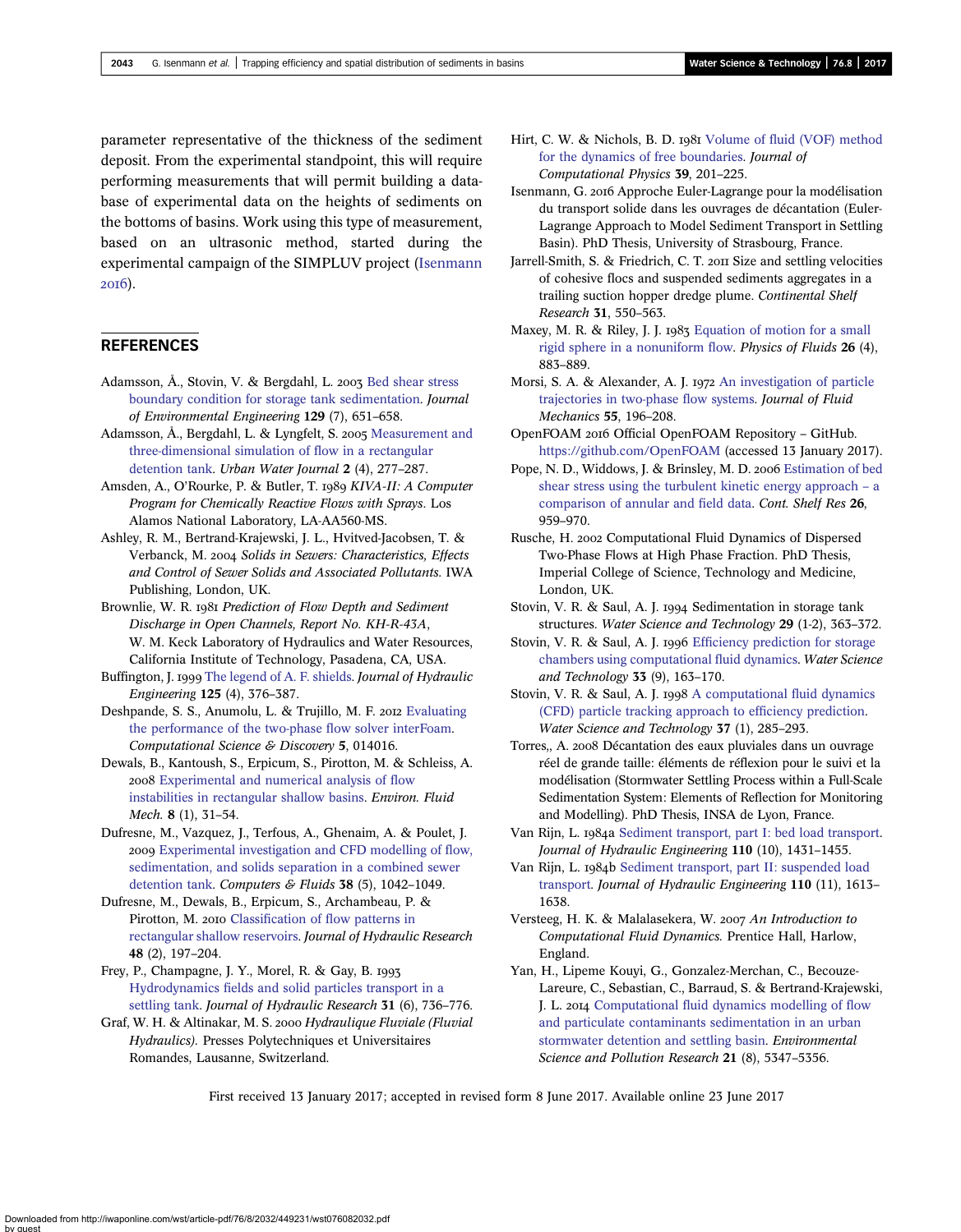parameter representative of the thickness of the sediment deposit. From the experimental standpoint, this will require performing measurements that will permit building a database of experimental data on the heights of sediments on the bottoms of basins. Work using this type of measurement, based on an ultrasonic method, started during the experimental campaign of the SIMPLUV project (Isenmann 2016).

## REFERENCES

Adamsson, Å., Stovin, V. & Bergdahl, L. 2003 Bed shear stress boundary condition for storage tank sedimentation. *Journal of Environmental Engineering* **129** (7), 651–658.

Adamsson, Å., Bergdahl, L. & Lyngfelt, S. 2005 Measurement and three-dimensional simulation of flow in a rectangular detention tank. *Urban Water Journal* **2** (4), 277–287.

Amsden, A., O'Rourke, P. & Butler, T. 1989 *KIVA-II: A Computer Program for Chemically Reactive Flows with Sprays*. Los Alamos National Laboratory, LA-AA560-MS.

Ashley, R. M., Bertrand-Krajewski, J. L., Hvitved-Jacobsen, T. & Verbanck, M. 2004 *Solids in Sewers: Characteristics, Effects and Control of Sewer Solids and Associated Pollutants*. IWA Publishing, London, UK.

Brownlie, W. R. 1981 *Prediction of Flow Depth and Sediment Discharge in Open Channels, Report No. KH-R-43A*, W. M. Keck Laboratory of Hydraulics and Water Resources, California Institute of Technology, Pasadena, CA, USA.

Buffington, J. 1999 The legend of A. F. shields. *Journal of Hydraulic Engineering* **125** (4), 376–387.

Deshpande, S. S., Anumolu, L. & Trujillo, M. F. 2012 Evaluating the performance of the two-phase flow solver interFoam. *Computational Science & Discovery* **5**, 014016.

Dewals, B., Kantoush, S., Erpicum, S., Pirotton, M. & Schleiss, A. 2008 Experimental and numerical analysis of flow instabilities in rectangular shallow basins. *Environ. Fluid Mech.* **8** (1), 31–54.

Dufresne, M., Vazquez, J., Terfous, A., Ghenaim, A. & Poulet, J. 2009 Experimental investigation and CFD modelling of flow, sedimentation, and solids separation in a combined sewer detention tank. *Computers & Fluids* **38** (5), 1042–1049.

Dufresne, M., Dewals, B., Erpicum, S., Archambeau, P. & Pirotton, M. 2010 Classification of flow patterns in rectangular shallow reservoirs. *Journal of Hydraulic Research* **48** (2), 197–204.

Frey, P., Champagne, J. Y., Morel, R. & Gay, B. 1993 Hydrodynamics fields and solid particles transport in a settling tank. *Journal of Hydraulic Research* **31** (6), 736–776.

Graf, W. H. & Altinakar, M. S. 2000 *Hydraulique Fluviale (Fluvial Hydraulics)*. Presses Polytechniques et Universitaires Romandes, Lausanne, Switzerland.

Hirt, C. W. & Nichols, B. D. 1981 Volume of fluid (VOF) method for the dynamics of free boundaries. *Journal of Computational Physics* **39**, 201–225.

Isenmann, G. 2016 Approche Euler-Lagrange pour la modélisation du transport solide dans les ouvrages de décantation (Euler-Lagrange Approach to Model Sediment Transport in Settling Basin). PhD Thesis, University of Strasbourg, France.

Jarrell-Smith, S. & Friedrich, C. T. 2011 Size and settling velocities of cohesive flocs and suspended sediments aggregates in a trailing suction hopper dredge plume. *Continental Shelf Research* **31**, 550–563.

Maxey, M. R. & Riley, J. J. 1983 Equation of motion for a small rigid sphere in a nonuniform flow. *Physics of Fluids* **26** (4), 883–889.

Morsi, S. A. & Alexander, A. J. 1972 An investigation of particle trajectories in two-phase flow systems. *Journal of Fluid Mechanics* **55**, 196–208.

OpenFOAM 2016 Official OpenFOAM Repository – GitHub. https://github.com/OpenFOAM (accessed 13 January 2017).

Pope, N. D., Widdows, J. & Brinsley, M. D. 2006 Estimation of bed shear stress using the turbulent kinetic energy approach – a comparison of annular and field data. *Cont. Shelf Res* **26**, 959–970.

Rusche, H. 2002 Computational Fluid Dynamics of Dispersed Two-Phase Flows at High Phase Fraction. PhD Thesis, Imperial College of Science, Technology and Medicine, London, UK.

Stovin, V. R. & Saul, A. J. 1994 Sedimentation in storage tank structures. *Water Science and Technology* **29** (1-2), 363–372.

Stovin, V. R. & Saul, A. J. 1996 Efficiency prediction for storage chambers using computational fluid dynamics. *Water Science and Technology* **33** (9), 163–170.

Stovin, V. R. & Saul, A. J. 1998 A computational fluid dynamics (CFD) particle tracking approach to efficiency prediction. *Water Science and Technology* **37** (1), 285–293.

Torres,, A. 2008 Décantation des eaux pluviales dans un ouvrage réel de grande taille: éléments de réflexion pour le suivi et la modélisation (Stormwater Settling Process within a Full-Scale Sedimentation System: Elements of Reflection for Monitoring and Modelling). PhD Thesis, INSA de Lyon, France.

Van Rijn, L. 1984a Sediment transport, part I: bed load transport. *Journal of Hydraulic Engineering* **110** (10), 1431–1455.

Van Rijn, L. 1984b Sediment transport, part II: suspended load transport. *Journal of Hydraulic Engineering* **110** (11), 1613–1638.

Versteeg, H. K. & Malalasekera, W. 2007 *An Introduction to Computational Fluid Dynamics*. Prentice Hall, Harlow, England.

Yan, H., Lipeme Kouyi, G., Gonzalez-Merchan, C., Becouze-Lareure, C., Sebastian, C., Barraud, S. & Bertrand-Krajewski, J. L. 2014 Computational fluid dynamics modelling of flow and particulate contaminants sedimentation in an urban stormwater detention and settling basin. *Environmental Science and Pollution Research* **21** (8), 5347–5356.

First received 13 January 2017; accepted in revised form 8 June 2017. Available online 23 June 2017